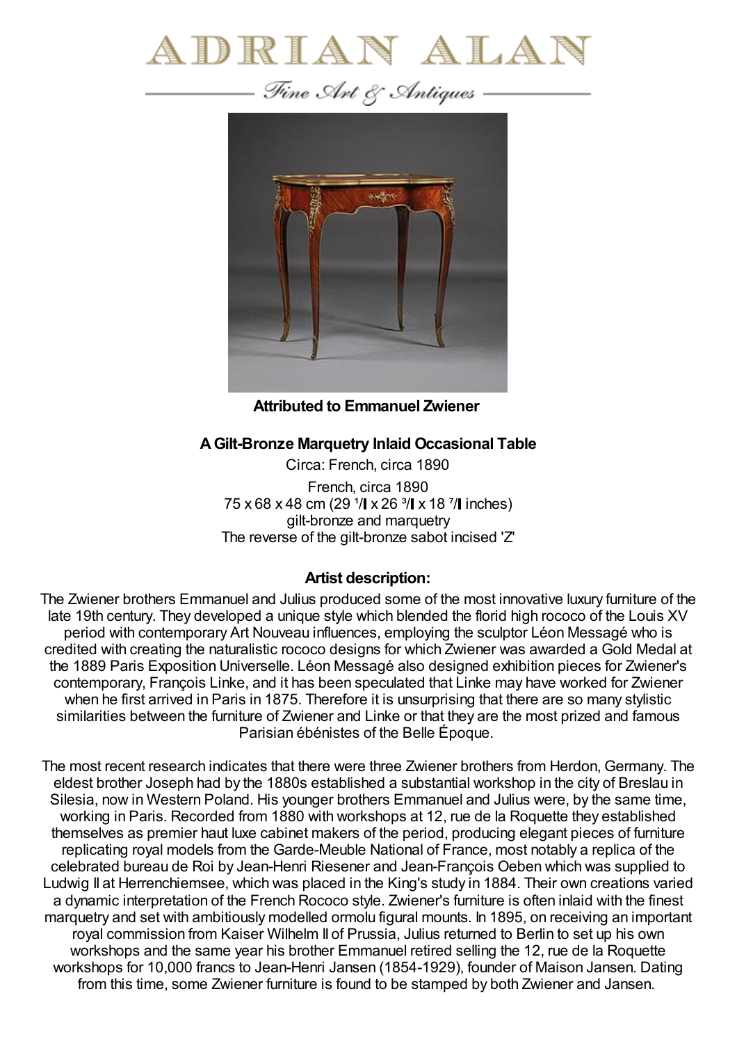# ADRIAN ALAN

*Fine Art & Antiques*

**Attributed to Emmanuel Zwiener**

**A Gilt-Bronze Marquetry Inlaid Occasional Table**

Circa: French, circa 1890

French, circa 1890
75 x 68 x 48 cm (29 ¹/ x 26 ³/ x 18 ⁷/ inches)
gilt-bronze and marquetry
The reverse of the gilt-bronze sabot incised 'Z'

### Artist description:

The Zwiener brothers Emmanuel and Julius produced some of the most innovative luxury furniture of the late 19th century. They developed a unique style which blended the florid high rococo of the Louis XV period with contemporary Art Nouveau influences, employing the sculptor Léon Messagé who is credited with creating the naturalistic rococo designs for which Zwiener was awarded a Gold Medal at the 1889 Paris Exposition Universelle. Léon Messagé also designed exhibition pieces for Zwiener's contemporary, François Linke, and it has been speculated that Linke may have worked for Zwiener when he first arrived in Paris in 1875. Therefore it is unsurprising that there are so many stylistic similarities between the furniture of Zwiener and Linke or that they are the most prized and famous Parisian ébénistes of the Belle Époque.

The most recent research indicates that there were three Zwiener brothers from Herdon, Germany. The eldest brother Joseph had by the 1880s established a substantial workshop in the city of Breslau in Silesia, now in Western Poland. His younger brothers Emmanuel and Julius were, by the same time, working in Paris. Recorded from 1880 with workshops at 12, rue de la Roquette they established themselves as premier haut luxe cabinet makers of the period, producing elegant pieces of furniture replicating royal models from the Garde-Meuble National of France, most notably a replica of the celebrated bureau de Roi by Jean-Henri Riesener and Jean-François Oeben which was supplied to Ludwig II at Herrenchiemsee, which was placed in the King's study in 1884. Their own creations varied a dynamic interpretation of the French Rococo style. Zwiener's furniture is often inlaid with the finest marquetry and set with ambitiously modelled ormolu figural mounts. In 1895, on receiving an important royal commission from Kaiser Wilhelm II of Prussia, Julius returned to Berlin to set up his own workshops and the same year his brother Emmanuel retired selling the 12, rue de la Roquette workshops for 10,000 francs to Jean-Henri Jansen (1854-1929), founder of Maison Jansen. Dating from this time, some Zwiener furniture is found to be stamped by both Zwiener and Jansen.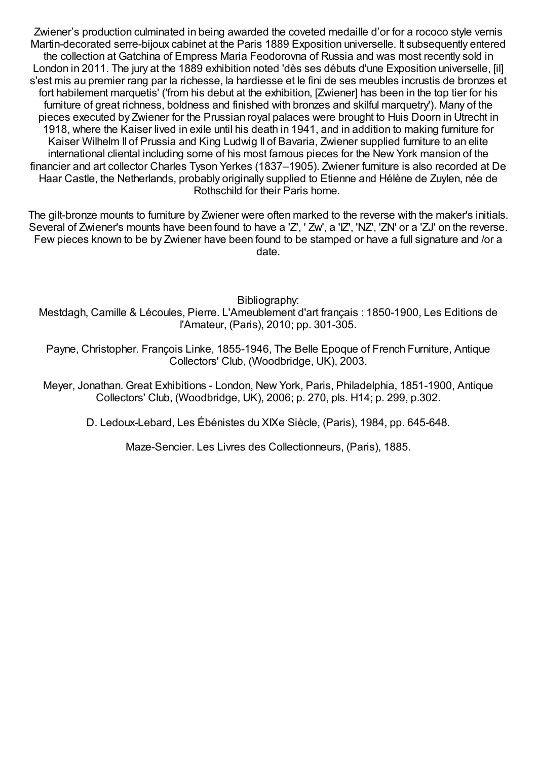Zwiener's production culminated in being awarded the coveted medaille d'or for a rococo style vernis Martin-decorated serre-bijoux cabinet at the Paris 1889 Exposition universelle. It subsequently entered the collection at Gatchina of Empress Maria Feodorovna of Russia and was most recently sold in London in 2011. The jury at the 1889 exhibition noted 'dès ses débuts d'une Exposition universelle, [il] s'est mis au premier rang par la richesse, la hardiesse et le fini de ses meubles incrustis de bronzes et fort habilement marquetis' ('from his debut at the exhibition, [Zwiener] has been in the top tier for his furniture of great richness, boldness and finished with bronzes and skilful marquetry'). Many of the pieces executed by Zwiener for the Prussian royal palaces were brought to Huis Doorn in Utrecht in 1918, where the Kaiser lived in exile until his death in 1941, and in addition to making furniture for Kaiser Wilhelm II of Prussia and King Ludwig II of Bavaria, Zwiener supplied furniture to an elite international cliental including some of his most famous pieces for the New York mansion of the financier and art collector Charles Tyson Yerkes (1837–1905). Zwiener furniture is also recorded at De Haar Castle, the Netherlands, probably originally supplied to Etienne and Hélène de Zuylen, née de Rothschild for their Paris home.

The gilt-bronze mounts to furniture by Zwiener were often marked to the reverse with the maker's initials. Several of Zwiener's mounts have been found to have a 'Z', ' Zw', a 'IZ', 'NZ', 'ZN' or a 'ZJ' on the reverse. Few pieces known to be by Zwiener have been found to be stamped or have a full signature and /or a date.

Bibliography:

Mestdagh, Camille & Lécoules, Pierre. L'Ameublement d'art français : 1850-1900, Les Editions de l'Amateur, (Paris), 2010; pp. 301-305.

Payne, Christopher. François Linke, 1855-1946, The Belle Epoque of French Furniture, Antique Collectors' Club, (Woodbridge, UK), 2003.

Meyer, Jonathan. Great Exhibitions - London, New York, Paris, Philadelphia, 1851-1900, Antique Collectors' Club, (Woodbridge, UK), 2006; p. 270, pls. H14; p. 299, p.302.

D. Ledoux-Lebard, Les Ébénistes du XIXe Siècle, (Paris), 1984, pp. 645-648.

Maze-Sencier. Les Livres des Collectionneurs, (Paris), 1885.